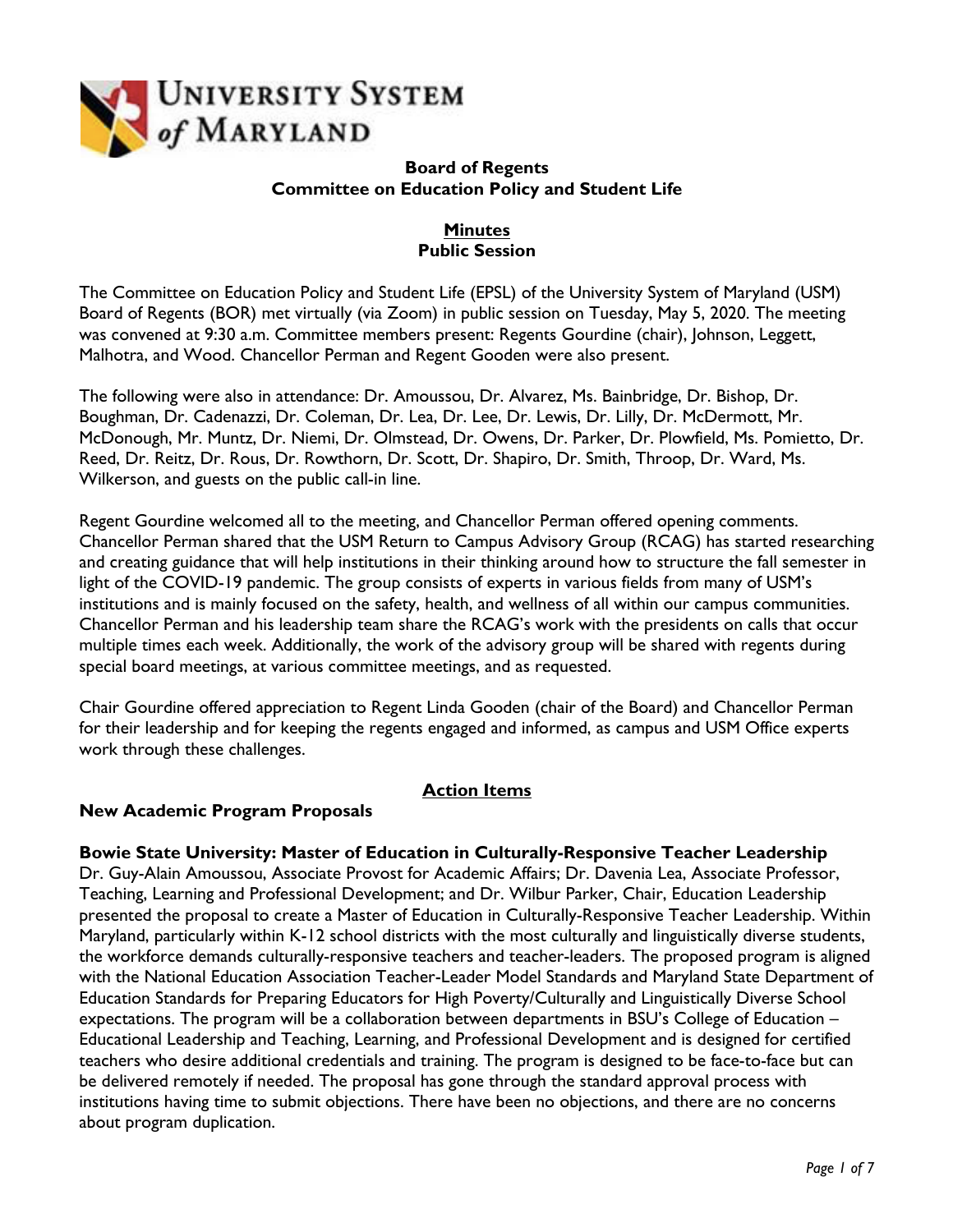**UNIVERSITY SYSTEM of MARYLAND**

**Board of Regents**
**Committee on Education Policy and Student Life**

**Minutes**
**Public Session**

The Committee on Education Policy and Student Life (EPSL) of the University System of Maryland (USM) Board of Regents (BOR) met virtually (via Zoom) in public session on Tuesday, May 5, 2020. The meeting was convened at 9:30 a.m. Committee members present: Regents Gourdine (chair), Johnson, Leggett, Malhotra, and Wood. Chancellor Perman and Regent Gooden were also present.

The following were also in attendance: Dr. Amoussou, Dr. Alvarez, Ms. Bainbridge, Dr. Bishop, Dr. Boughman, Dr. Cadenazzi, Dr. Coleman, Dr. Lea, Dr. Lee, Dr. Lewis, Dr. Lilly, Dr. McDermott, Mr. McDonough, Mr. Muntz, Dr. Niemi, Dr. Olmstead, Dr. Owens, Dr. Parker, Dr. Plowfield, Ms. Pomietto, Dr. Reed, Dr. Reitz, Dr. Rous, Dr. Rowthorn, Dr. Scott, Dr. Shapiro, Dr. Smith, Throop, Dr. Ward, Ms. Wilkerson, and guests on the public call-in line.

Regent Gourdine welcomed all to the meeting, and Chancellor Perman offered opening comments. Chancellor Perman shared that the USM Return to Campus Advisory Group (RCAG) has started researching and creating guidance that will help institutions in their thinking around how to structure the fall semester in light of the COVID-19 pandemic. The group consists of experts in various fields from many of USM's institutions and is mainly focused on the safety, health, and wellness of all within our campus communities. Chancellor Perman and his leadership team share the RCAG's work with the presidents on calls that occur multiple times each week. Additionally, the work of the advisory group will be shared with regents during special board meetings, at various committee meetings, and as requested.

Chair Gourdine offered appreciation to Regent Linda Gooden (chair of the Board) and Chancellor Perman for their leadership and for keeping the regents engaged and informed, as campus and USM Office experts work through these challenges.

## Action Items

### New Academic Program Proposals

**Bowie State University: Master of Education in Culturally-Responsive Teacher Leadership**
Dr. Guy-Alain Amoussou, Associate Provost for Academic Affairs; Dr. Davenia Lea, Associate Professor, Teaching, Learning and Professional Development; and Dr. Wilbur Parker, Chair, Education Leadership presented the proposal to create a Master of Education in Culturally-Responsive Teacher Leadership. Within Maryland, particularly within K-12 school districts with the most culturally and linguistically diverse students, the workforce demands culturally-responsive teachers and teacher-leaders. The proposed program is aligned with the National Education Association Teacher-Leader Model Standards and Maryland State Department of Education Standards for Preparing Educators for High Poverty/Culturally and Linguistically Diverse School expectations. The program will be a collaboration between departments in BSU's College of Education – Educational Leadership and Teaching, Learning, and Professional Development and is designed for certified teachers who desire additional credentials and training. The program is designed to be face-to-face but can be delivered remotely if needed. The proposal has gone through the standard approval process with institutions having time to submit objections. There have been no objections, and there are no concerns about program duplication.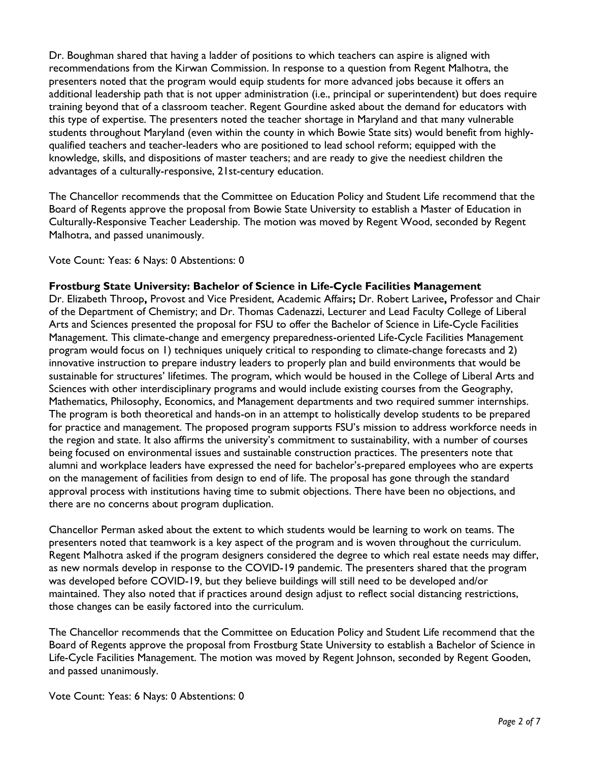Dr. Boughman shared that having a ladder of positions to which teachers can aspire is aligned with recommendations from the Kirwan Commission. In response to a question from Regent Malhotra, the presenters noted that the program would equip students for more advanced jobs because it offers an additional leadership path that is not upper administration (i.e., principal or superintendent) but does require training beyond that of a classroom teacher. Regent Gourdine asked about the demand for educators with this type of expertise. The presenters noted the teacher shortage in Maryland and that many vulnerable students throughout Maryland (even within the county in which Bowie State sits) would benefit from highly-qualified teachers and teacher-leaders who are positioned to lead school reform; equipped with the knowledge, skills, and dispositions of master teachers; and are ready to give the neediest children the advantages of a culturally-responsive, 21st-century education.

The Chancellor recommends that the Committee on Education Policy and Student Life recommend that the Board of Regents approve the proposal from Bowie State University to establish a Master of Education in Culturally-Responsive Teacher Leadership. The motion was moved by Regent Wood, seconded by Regent Malhotra, and passed unanimously.

Vote Count: Yeas: 6 Nays: 0 Abstentions: 0

**Frostburg State University: Bachelor of Science in Life-Cycle Facilities Management**

Dr. Elizabeth Throop**,** Provost and Vice President, Academic Affairs**;** Dr. Robert Larivee**,** Professor and Chair of the Department of Chemistry; and Dr. Thomas Cadenazzi, Lecturer and Lead Faculty College of Liberal Arts and Sciences presented the proposal for FSU to offer the Bachelor of Science in Life-Cycle Facilities Management. This climate-change and emergency preparedness-oriented Life-Cycle Facilities Management program would focus on 1) techniques uniquely critical to responding to climate-change forecasts and 2) innovative instruction to prepare industry leaders to properly plan and build environments that would be sustainable for structures' lifetimes. The program, which would be housed in the College of Liberal Arts and Sciences with other interdisciplinary programs and would include existing courses from the Geography, Mathematics, Philosophy, Economics, and Management departments and two required summer internships. The program is both theoretical and hands-on in an attempt to holistically develop students to be prepared for practice and management. The proposed program supports FSU's mission to address workforce needs in the region and state. It also affirms the university's commitment to sustainability, with a number of courses being focused on environmental issues and sustainable construction practices. The presenters note that alumni and workplace leaders have expressed the need for bachelor's-prepared employees who are experts on the management of facilities from design to end of life. The proposal has gone through the standard approval process with institutions having time to submit objections. There have been no objections, and there are no concerns about program duplication.

Chancellor Perman asked about the extent to which students would be learning to work on teams. The presenters noted that teamwork is a key aspect of the program and is woven throughout the curriculum. Regent Malhotra asked if the program designers considered the degree to which real estate needs may differ, as new normals develop in response to the COVID-19 pandemic. The presenters shared that the program was developed before COVID-19, but they believe buildings will still need to be developed and/or maintained. They also noted that if practices around design adjust to reflect social distancing restrictions, those changes can be easily factored into the curriculum.

The Chancellor recommends that the Committee on Education Policy and Student Life recommend that the Board of Regents approve the proposal from Frostburg State University to establish a Bachelor of Science in Life-Cycle Facilities Management. The motion was moved by Regent Johnson, seconded by Regent Gooden, and passed unanimously.

Vote Count: Yeas: 6 Nays: 0 Abstentions: 0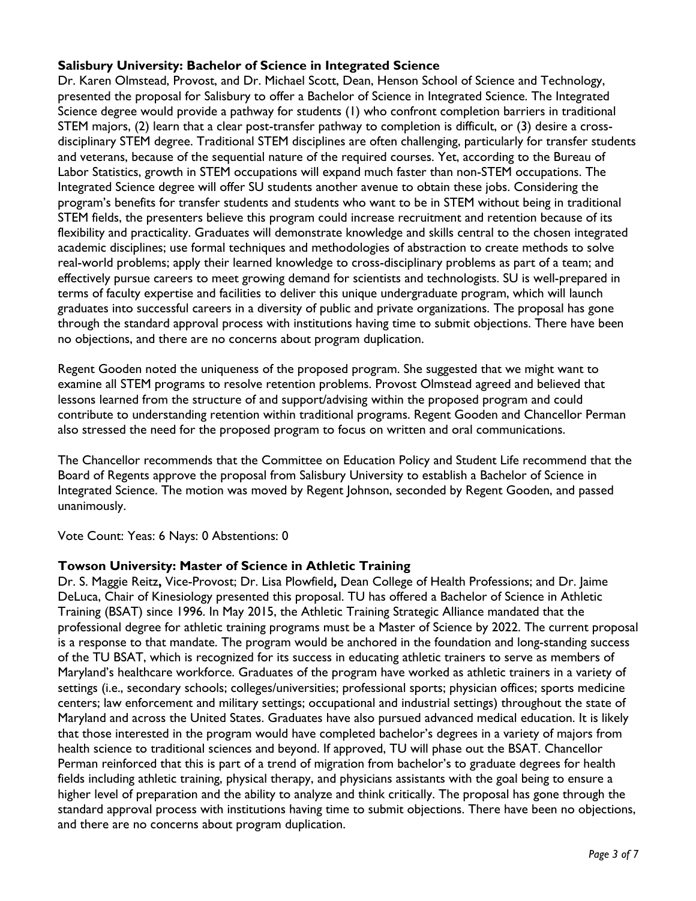**Salisbury University: Bachelor of Science in Integrated Science**

Dr. Karen Olmstead, Provost, and Dr. Michael Scott, Dean, Henson School of Science and Technology, presented the proposal for Salisbury to offer a Bachelor of Science in Integrated Science. The Integrated Science degree would provide a pathway for students (1) who confront completion barriers in traditional STEM majors, (2) learn that a clear post-transfer pathway to completion is difficult, or (3) desire a cross-disciplinary STEM degree. Traditional STEM disciplines are often challenging, particularly for transfer students and veterans, because of the sequential nature of the required courses. Yet, according to the Bureau of Labor Statistics, growth in STEM occupations will expand much faster than non-STEM occupations. The Integrated Science degree will offer SU students another avenue to obtain these jobs. Considering the program's benefits for transfer students and students who want to be in STEM without being in traditional STEM fields, the presenters believe this program could increase recruitment and retention because of its flexibility and practicality. Graduates will demonstrate knowledge and skills central to the chosen integrated academic disciplines; use formal techniques and methodologies of abstraction to create methods to solve real-world problems; apply their learned knowledge to cross-disciplinary problems as part of a team; and effectively pursue careers to meet growing demand for scientists and technologists. SU is well-prepared in terms of faculty expertise and facilities to deliver this unique undergraduate program, which will launch graduates into successful careers in a diversity of public and private organizations. The proposal has gone through the standard approval process with institutions having time to submit objections. There have been no objections, and there are no concerns about program duplication.

Regent Gooden noted the uniqueness of the proposed program. She suggested that we might want to examine all STEM programs to resolve retention problems. Provost Olmstead agreed and believed that lessons learned from the structure of and support/advising within the proposed program and could contribute to understanding retention within traditional programs. Regent Gooden and Chancellor Perman also stressed the need for the proposed program to focus on written and oral communications.

The Chancellor recommends that the Committee on Education Policy and Student Life recommend that the Board of Regents approve the proposal from Salisbury University to establish a Bachelor of Science in Integrated Science. The motion was moved by Regent Johnson, seconded by Regent Gooden, and passed unanimously.

Vote Count: Yeas: 6 Nays: 0 Abstentions: 0

**Towson University: Master of Science in Athletic Training**

Dr. S. Maggie Reitz**,** Vice-Provost; Dr. Lisa Plowfield**,** Dean College of Health Professions; and Dr. Jaime DeLuca, Chair of Kinesiology presented this proposal. TU has offered a Bachelor of Science in Athletic Training (BSAT) since 1996. In May 2015, the Athletic Training Strategic Alliance mandated that the professional degree for athletic training programs must be a Master of Science by 2022. The current proposal is a response to that mandate. The program would be anchored in the foundation and long-standing success of the TU BSAT, which is recognized for its success in educating athletic trainers to serve as members of Maryland's healthcare workforce. Graduates of the program have worked as athletic trainers in a variety of settings (i.e., secondary schools; colleges/universities; professional sports; physician offices; sports medicine centers; law enforcement and military settings; occupational and industrial settings) throughout the state of Maryland and across the United States. Graduates have also pursued advanced medical education. It is likely that those interested in the program would have completed bachelor's degrees in a variety of majors from health science to traditional sciences and beyond. If approved, TU will phase out the BSAT. Chancellor Perman reinforced that this is part of a trend of migration from bachelor's to graduate degrees for health fields including athletic training, physical therapy, and physicians assistants with the goal being to ensure a higher level of preparation and the ability to analyze and think critically. The proposal has gone through the standard approval process with institutions having time to submit objections. There have been no objections, and there are no concerns about program duplication.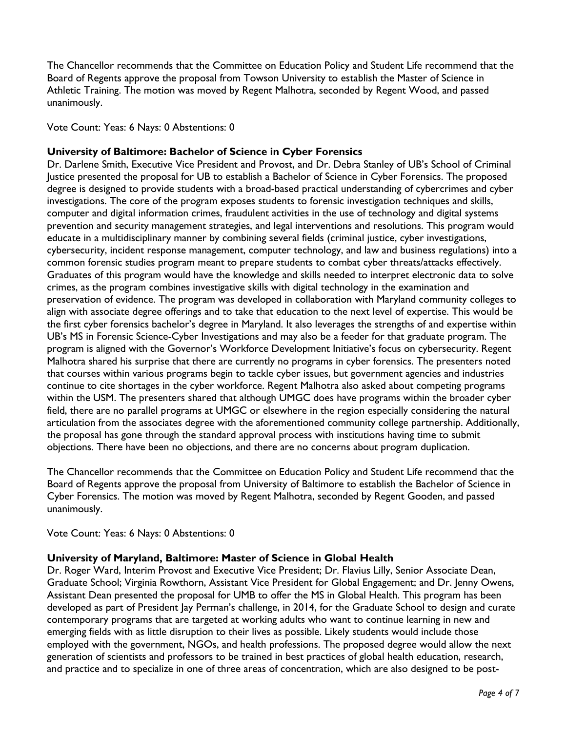The Chancellor recommends that the Committee on Education Policy and Student Life recommend that the Board of Regents approve the proposal from Towson University to establish the Master of Science in Athletic Training. The motion was moved by Regent Malhotra, seconded by Regent Wood, and passed unanimously.

Vote Count: Yeas: 6 Nays: 0 Abstentions: 0

**University of Baltimore: Bachelor of Science in Cyber Forensics**

Dr. Darlene Smith, Executive Vice President and Provost, and Dr. Debra Stanley of UB's School of Criminal Justice presented the proposal for UB to establish a Bachelor of Science in Cyber Forensics. The proposed degree is designed to provide students with a broad-based practical understanding of cybercrimes and cyber investigations. The core of the program exposes students to forensic investigation techniques and skills, computer and digital information crimes, fraudulent activities in the use of technology and digital systems prevention and security management strategies, and legal interventions and resolutions. This program would educate in a multidisciplinary manner by combining several fields (criminal justice, cyber investigations, cybersecurity, incident response management, computer technology, and law and business regulations) into a common forensic studies program meant to prepare students to combat cyber threats/attacks effectively. Graduates of this program would have the knowledge and skills needed to interpret electronic data to solve crimes, as the program combines investigative skills with digital technology in the examination and preservation of evidence. The program was developed in collaboration with Maryland community colleges to align with associate degree offerings and to take that education to the next level of expertise. This would be the first cyber forensics bachelor's degree in Maryland. It also leverages the strengths of and expertise within UB's MS in Forensic Science-Cyber Investigations and may also be a feeder for that graduate program. The program is aligned with the Governor's Workforce Development Initiative's focus on cybersecurity. Regent Malhotra shared his surprise that there are currently no programs in cyber forensics. The presenters noted that courses within various programs begin to tackle cyber issues, but government agencies and industries continue to cite shortages in the cyber workforce. Regent Malhotra also asked about competing programs within the USM. The presenters shared that although UMGC does have programs within the broader cyber field, there are no parallel programs at UMGC or elsewhere in the region especially considering the natural articulation from the associates degree with the aforementioned community college partnership. Additionally, the proposal has gone through the standard approval process with institutions having time to submit objections. There have been no objections, and there are no concerns about program duplication.

The Chancellor recommends that the Committee on Education Policy and Student Life recommend that the Board of Regents approve the proposal from University of Baltimore to establish the Bachelor of Science in Cyber Forensics. The motion was moved by Regent Malhotra, seconded by Regent Gooden, and passed unanimously.

Vote Count: Yeas: 6 Nays: 0 Abstentions: 0

**University of Maryland, Baltimore: Master of Science in Global Health**

Dr. Roger Ward, Interim Provost and Executive Vice President; Dr. Flavius Lilly, Senior Associate Dean, Graduate School; Virginia Rowthorn, Assistant Vice President for Global Engagement; and Dr. Jenny Owens, Assistant Dean presented the proposal for UMB to offer the MS in Global Health. This program has been developed as part of President Jay Perman's challenge, in 2014, for the Graduate School to design and curate contemporary programs that are targeted at working adults who want to continue learning in new and emerging fields with as little disruption to their lives as possible. Likely students would include those employed with the government, NGOs, and health professions. The proposed degree would allow the next generation of scientists and professors to be trained in best practices of global health education, research, and practice and to specialize in one of three areas of concentration, which are also designed to be post-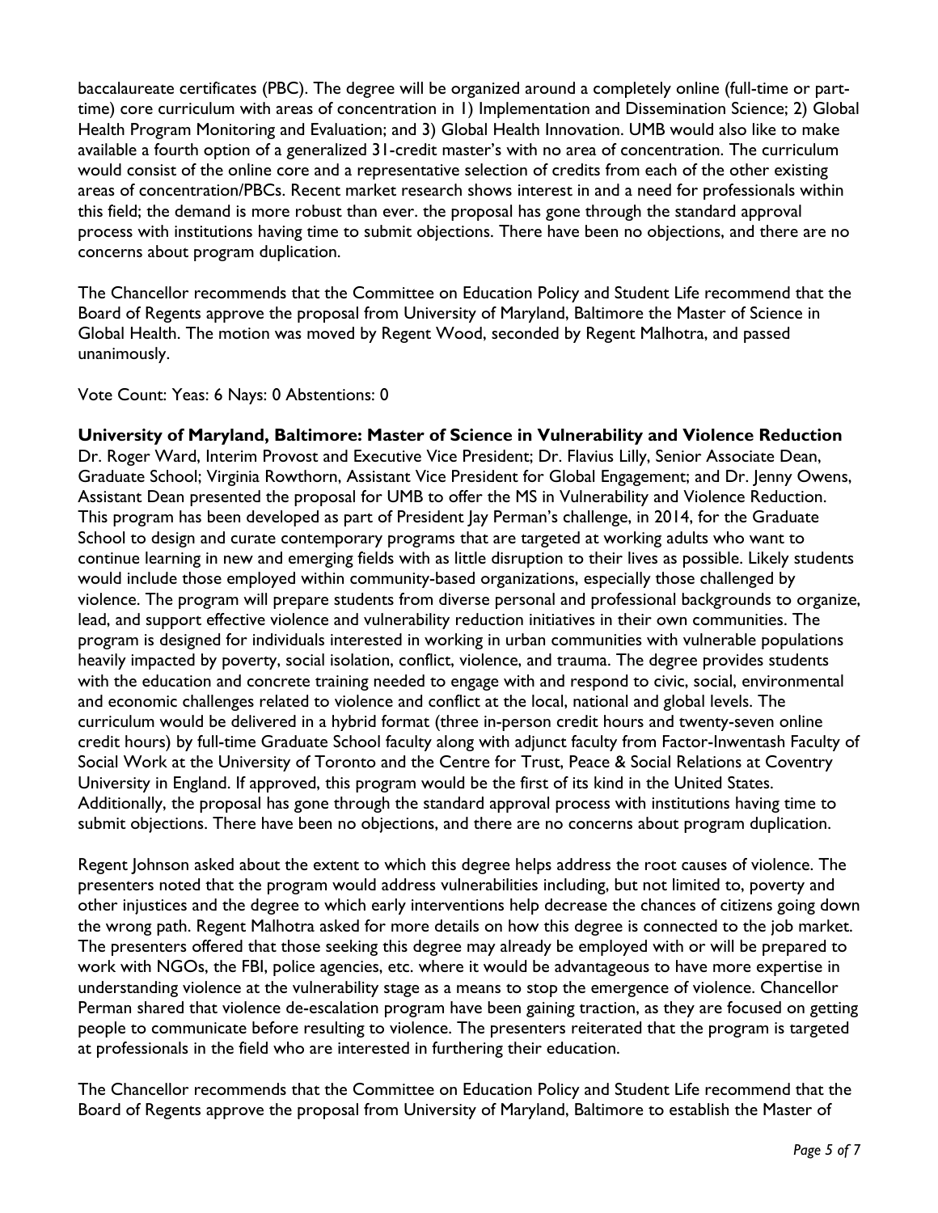baccalaureate certificates (PBC). The degree will be organized around a completely online (full-time or part-time) core curriculum with areas of concentration in 1) Implementation and Dissemination Science; 2) Global Health Program Monitoring and Evaluation; and 3) Global Health Innovation. UMB would also like to make available a fourth option of a generalized 31-credit master's with no area of concentration. The curriculum would consist of the online core and a representative selection of credits from each of the other existing areas of concentration/PBCs. Recent market research shows interest in and a need for professionals within this field; the demand is more robust than ever. the proposal has gone through the standard approval process with institutions having time to submit objections. There have been no objections, and there are no concerns about program duplication.

The Chancellor recommends that the Committee on Education Policy and Student Life recommend that the Board of Regents approve the proposal from University of Maryland, Baltimore the Master of Science in Global Health. The motion was moved by Regent Wood, seconded by Regent Malhotra, and passed unanimously.

Vote Count: Yeas: 6 Nays: 0 Abstentions: 0

**University of Maryland, Baltimore: Master of Science in Vulnerability and Violence Reduction**
Dr. Roger Ward, Interim Provost and Executive Vice President; Dr. Flavius Lilly, Senior Associate Dean, Graduate School; Virginia Rowthorn, Assistant Vice President for Global Engagement; and Dr. Jenny Owens, Assistant Dean presented the proposal for UMB to offer the MS in Vulnerability and Violence Reduction. This program has been developed as part of President Jay Perman's challenge, in 2014, for the Graduate School to design and curate contemporary programs that are targeted at working adults who want to continue learning in new and emerging fields with as little disruption to their lives as possible. Likely students would include those employed within community-based organizations, especially those challenged by violence. The program will prepare students from diverse personal and professional backgrounds to organize, lead, and support effective violence and vulnerability reduction initiatives in their own communities. The program is designed for individuals interested in working in urban communities with vulnerable populations heavily impacted by poverty, social isolation, conflict, violence, and trauma. The degree provides students with the education and concrete training needed to engage with and respond to civic, social, environmental and economic challenges related to violence and conflict at the local, national and global levels. The curriculum would be delivered in a hybrid format (three in-person credit hours and twenty-seven online credit hours) by full-time Graduate School faculty along with adjunct faculty from Factor-Inwentash Faculty of Social Work at the University of Toronto and the Centre for Trust, Peace & Social Relations at Coventry University in England. If approved, this program would be the first of its kind in the United States. Additionally, the proposal has gone through the standard approval process with institutions having time to submit objections. There have been no objections, and there are no concerns about program duplication.

Regent Johnson asked about the extent to which this degree helps address the root causes of violence. The presenters noted that the program would address vulnerabilities including, but not limited to, poverty and other injustices and the degree to which early interventions help decrease the chances of citizens going down the wrong path. Regent Malhotra asked for more details on how this degree is connected to the job market. The presenters offered that those seeking this degree may already be employed with or will be prepared to work with NGOs, the FBI, police agencies, etc. where it would be advantageous to have more expertise in understanding violence at the vulnerability stage as a means to stop the emergence of violence. Chancellor Perman shared that violence de-escalation program have been gaining traction, as they are focused on getting people to communicate before resulting to violence. The presenters reiterated that the program is targeted at professionals in the field who are interested in furthering their education.

The Chancellor recommends that the Committee on Education Policy and Student Life recommend that the Board of Regents approve the proposal from University of Maryland, Baltimore to establish the Master of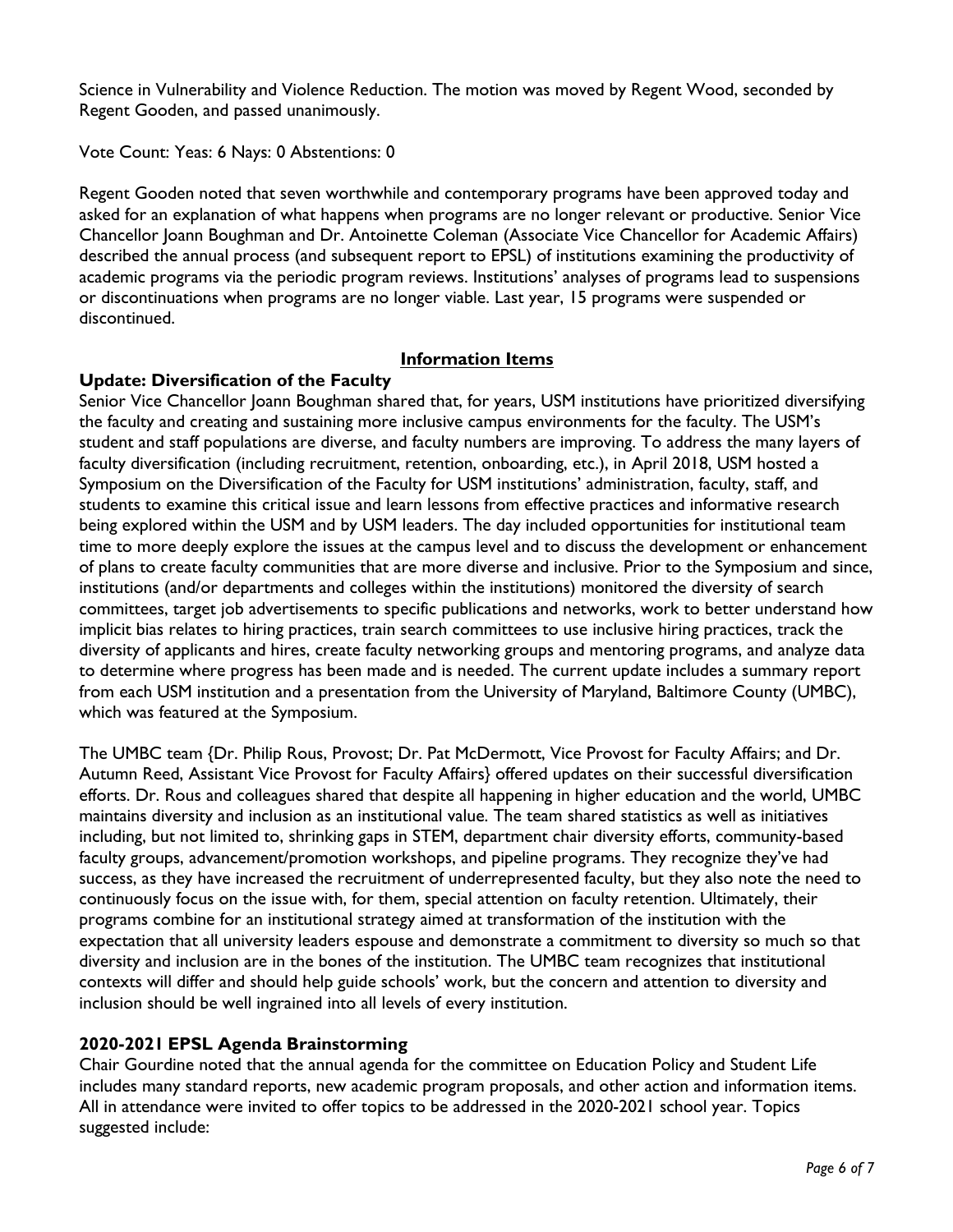Science in Vulnerability and Violence Reduction. The motion was moved by Regent Wood, seconded by Regent Gooden, and passed unanimously.

Vote Count: Yeas: 6 Nays: 0 Abstentions: 0

Regent Gooden noted that seven worthwhile and contemporary programs have been approved today and asked for an explanation of what happens when programs are no longer relevant or productive. Senior Vice Chancellor Joann Boughman and Dr. Antoinette Coleman (Associate Vice Chancellor for Academic Affairs) described the annual process (and subsequent report to EPSL) of institutions examining the productivity of academic programs via the periodic program reviews. Institutions' analyses of programs lead to suspensions or discontinuations when programs are no longer viable. Last year, 15 programs were suspended or discontinued.

## Information Items

### Update: Diversification of the Faculty

Senior Vice Chancellor Joann Boughman shared that, for years, USM institutions have prioritized diversifying the faculty and creating and sustaining more inclusive campus environments for the faculty. The USM's student and staff populations are diverse, and faculty numbers are improving. To address the many layers of faculty diversification (including recruitment, retention, onboarding, etc.), in April 2018, USM hosted a Symposium on the Diversification of the Faculty for USM institutions' administration, faculty, staff, and students to examine this critical issue and learn lessons from effective practices and informative research being explored within the USM and by USM leaders. The day included opportunities for institutional team time to more deeply explore the issues at the campus level and to discuss the development or enhancement of plans to create faculty communities that are more diverse and inclusive. Prior to the Symposium and since, institutions (and/or departments and colleges within the institutions) monitored the diversity of search committees, target job advertisements to specific publications and networks, work to better understand how implicit bias relates to hiring practices, train search committees to use inclusive hiring practices, track the diversity of applicants and hires, create faculty networking groups and mentoring programs, and analyze data to determine where progress has been made and is needed. The current update includes a summary report from each USM institution and a presentation from the University of Maryland, Baltimore County (UMBC), which was featured at the Symposium.

The UMBC team {Dr. Philip Rous, Provost; Dr. Pat McDermott, Vice Provost for Faculty Affairs; and Dr. Autumn Reed, Assistant Vice Provost for Faculty Affairs} offered updates on their successful diversification efforts. Dr. Rous and colleagues shared that despite all happening in higher education and the world, UMBC maintains diversity and inclusion as an institutional value. The team shared statistics as well as initiatives including, but not limited to, shrinking gaps in STEM, department chair diversity efforts, community-based faculty groups, advancement/promotion workshops, and pipeline programs. They recognize they've had success, as they have increased the recruitment of underrepresented faculty, but they also note the need to continuously focus on the issue with, for them, special attention on faculty retention. Ultimately, their programs combine for an institutional strategy aimed at transformation of the institution with the expectation that all university leaders espouse and demonstrate a commitment to diversity so much so that diversity and inclusion are in the bones of the institution. The UMBC team recognizes that institutional contexts will differ and should help guide schools' work, but the concern and attention to diversity and inclusion should be well ingrained into all levels of every institution.

### 2020-2021 EPSL Agenda Brainstorming

Chair Gourdine noted that the annual agenda for the committee on Education Policy and Student Life includes many standard reports, new academic program proposals, and other action and information items. All in attendance were invited to offer topics to be addressed in the 2020-2021 school year. Topics suggested include: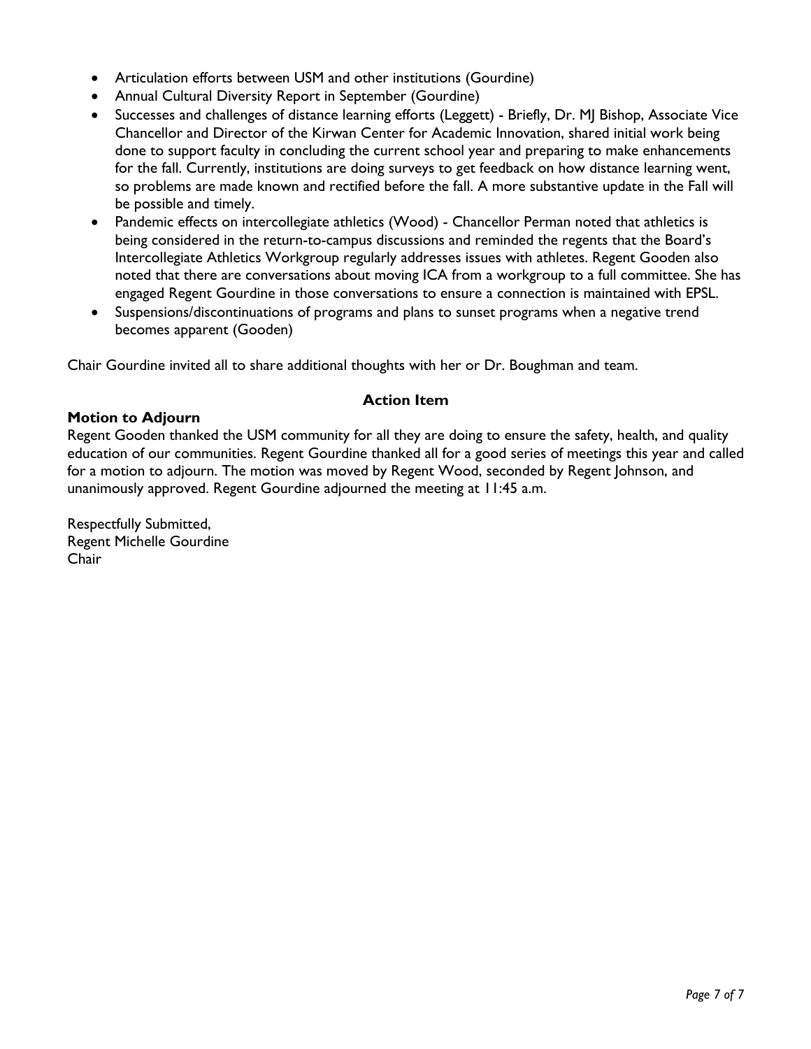- Articulation efforts between USM and other institutions (Gourdine)
- Annual Cultural Diversity Report in September (Gourdine)
- Successes and challenges of distance learning efforts (Leggett) - Briefly, Dr. MJ Bishop, Associate Vice Chancellor and Director of the Kirwan Center for Academic Innovation, shared initial work being done to support faculty in concluding the current school year and preparing to make enhancements for the fall. Currently, institutions are doing surveys to get feedback on how distance learning went, so problems are made known and rectified before the fall. A more substantive update in the Fall will be possible and timely.
- Pandemic effects on intercollegiate athletics (Wood) - Chancellor Perman noted that athletics is being considered in the return-to-campus discussions and reminded the regents that the Board's Intercollegiate Athletics Workgroup regularly addresses issues with athletes. Regent Gooden also noted that there are conversations about moving ICA from a workgroup to a full committee. She has engaged Regent Gourdine in those conversations to ensure a connection is maintained with EPSL.
- Suspensions/discontinuations of programs and plans to sunset programs when a negative trend becomes apparent (Gooden)

Chair Gourdine invited all to share additional thoughts with her or Dr. Boughman and team.

## Action Item

**Motion to Adjourn**

Regent Gooden thanked the USM community for all they are doing to ensure the safety, health, and quality education of our communities. Regent Gourdine thanked all for a good series of meetings this year and called for a motion to adjourn. The motion was moved by Regent Wood, seconded by Regent Johnson, and unanimously approved. Regent Gourdine adjourned the meeting at 11:45 a.m.

Respectfully Submitted,
Regent Michelle Gourdine
Chair